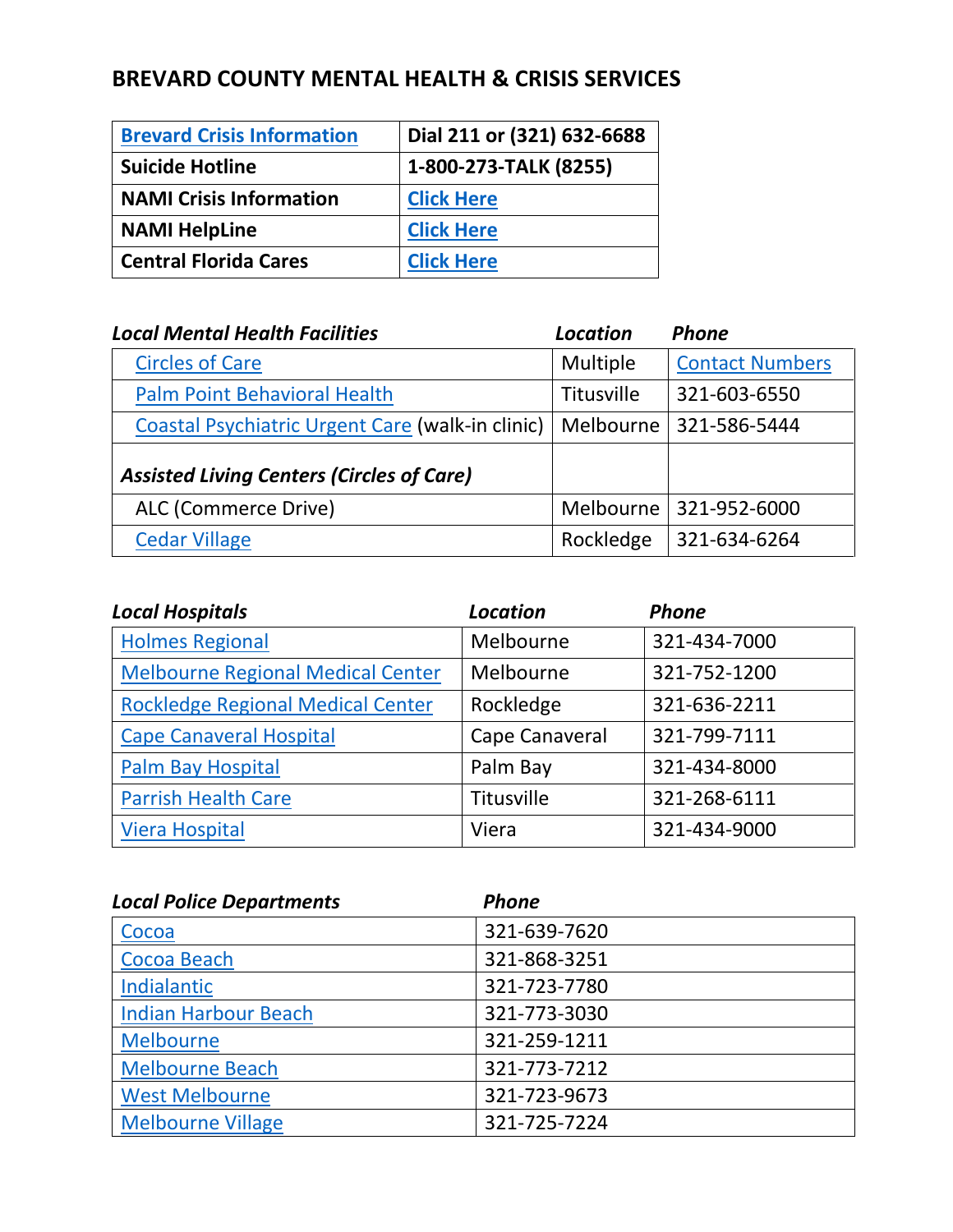# BREVARD COUNTY MENTAL HEALTH & CRISIS SERVICES

| | |
|---|---|
| **Brevard Crisis Information** | **Dial 211 or (321) 632-6688** |
| **Suicide Hotline** | **1-800-273-TALK (8255)** |
| **NAMI Crisis Information** | **Click Here** |
| **NAMI HelpLine** | **Click Here** |
| **Central Florida Cares** | **Click Here** |

| *Local Mental Health Facilities* | *Location* | *Phone* |
|---|---|---|
| Circles of Care | Multiple | Contact Numbers |
| Palm Point Behavioral Health | Titusville | 321-603-6550 |
| Coastal Psychiatric Urgent Care (walk-in clinic) | Melbourne | 321-586-5444 |
| ***Assisted Living Centers (Circles of Care)*** | | |
| ALC (Commerce Drive) | Melbourne | 321-952-6000 |
| Cedar Village | Rockledge | 321-634-6264 |

| *Local Hospitals* | *Location* | *Phone* |
|---|---|---|
| Holmes Regional | Melbourne | 321-434-7000 |
| Melbourne Regional Medical Center | Melbourne | 321-752-1200 |
| Rockledge Regional Medical Center | Rockledge | 321-636-2211 |
| Cape Canaveral Hospital | Cape Canaveral | 321-799-7111 |
| Palm Bay Hospital | Palm Bay | 321-434-8000 |
| Parrish Health Care | Titusville | 321-268-6111 |
| Viera Hospital | Viera | 321-434-9000 |

| *Local Police Departments* | *Phone* |
|---|---|
| Cocoa | 321-639-7620 |
| Cocoa Beach | 321-868-3251 |
| Indialantic | 321-723-7780 |
| Indian Harbour Beach | 321-773-3030 |
| Melbourne | 321-259-1211 |
| Melbourne Beach | 321-773-7212 |
| West Melbourne | 321-723-9673 |
| Melbourne Village | 321-725-7224 |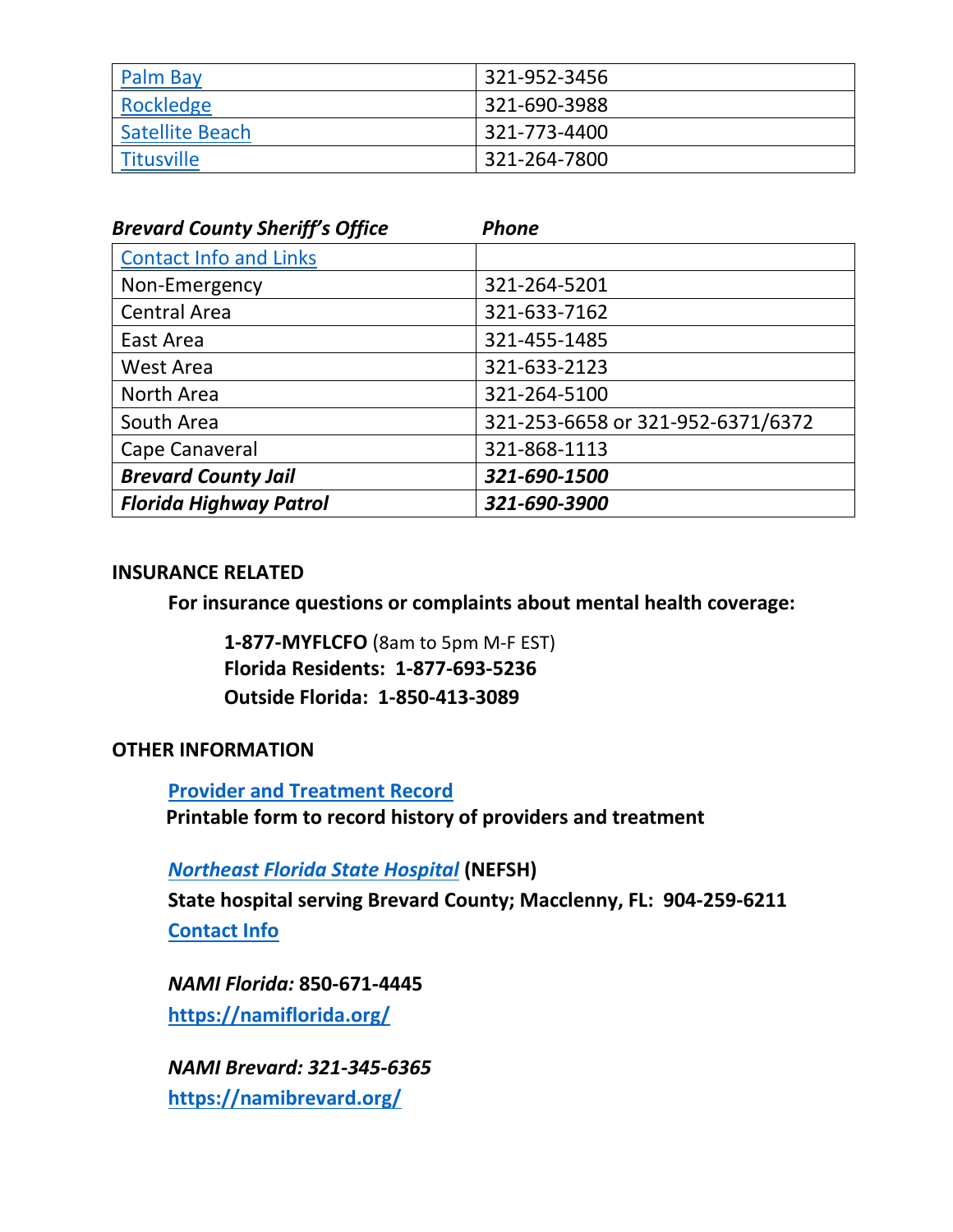| Palm Bay | 321-952-3456 |
|---|---|
| Rockledge | 321-690-3988 |
| Satellite Beach | 321-773-4400 |
| Titusville | 321-264-7800 |

| ***Brevard County Sheriff's Office*** | ***Phone*** |
|---|---|
| Contact Info and Links | |
| Non-Emergency | 321-264-5201 |
| Central Area | 321-633-7162 |
| East Area | 321-455-1485 |
| West Area | 321-633-2123 |
| North Area | 321-264-5100 |
| South Area | 321-253-6658 or 321-952-6371/6372 |
| Cape Canaveral | 321-868-1113 |
| ***Brevard County Jail*** | ***321-690-1500*** |
| ***Florida Highway Patrol*** | ***321-690-3900*** |

## INSURANCE RELATED

**For insurance questions or complaints about mental health coverage:**

**1-877-MYFLCFO** (8am to 5pm M-F EST)
**Florida Residents: 1-877-693-5236**
**Outside Florida: 1-850-413-3089**

## OTHER INFORMATION

**Provider and Treatment Record**
**Printable form to record history of providers and treatment**

***Northeast Florida State Hospital*** **(NEFSH)**
**State hospital serving Brevard County; Macclenny, FL: 904-259-6211**
**Contact Info**

***NAMI Florida:*** **850-671-4445**
**https://namiflorida.org/**

***NAMI Brevard: 321-345-6365***
**https://namibrevard.org/**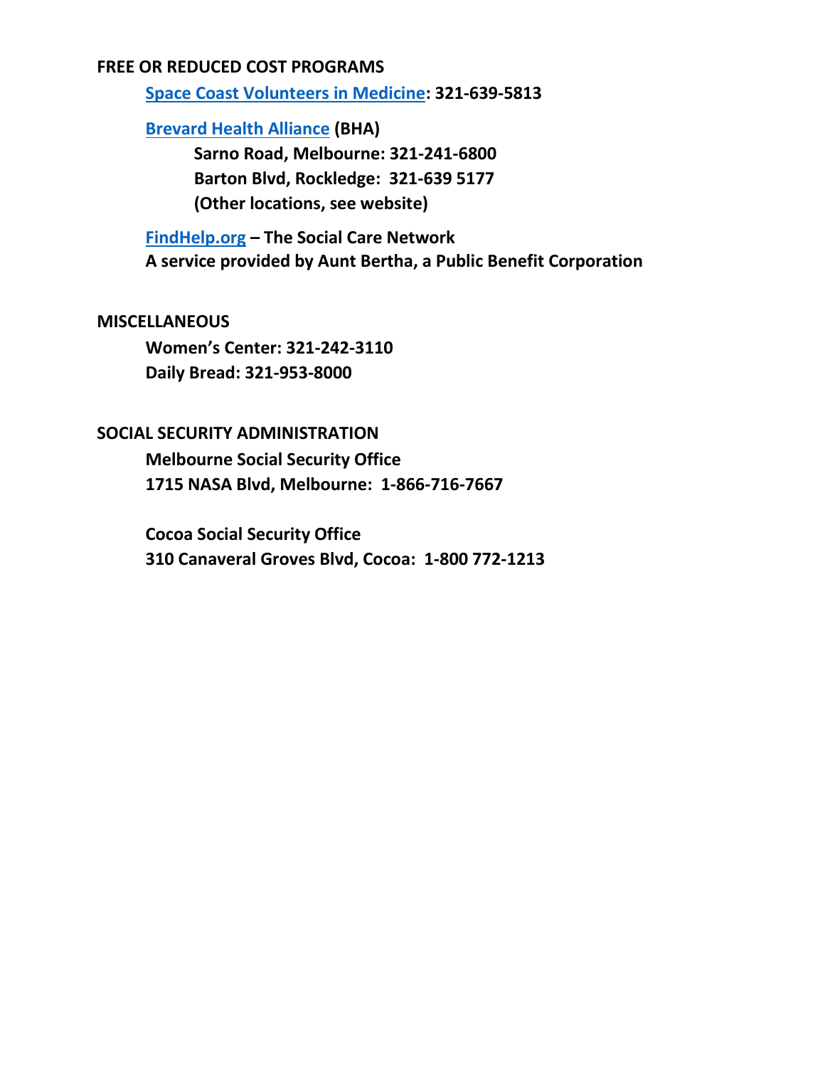**FREE OR REDUCED COST PROGRAMS**

**Space Coast Volunteers in Medicine: 321-639-5813**

**Brevard Health Alliance (BHA)**

**Sarno Road, Melbourne: 321-241-6800**
**Barton Blvd, Rockledge: 321-639 5177**
**(Other locations, see website)**

**FindHelp.org – The Social Care Network**
**A service provided by Aunt Bertha, a Public Benefit Corporation**

**MISCELLANEOUS**

**Women's Center: 321-242-3110**
**Daily Bread: 321-953-8000**

**SOCIAL SECURITY ADMINISTRATION**

**Melbourne Social Security Office**
**1715 NASA Blvd, Melbourne: 1-866-716-7667**

**Cocoa Social Security Office**
**310 Canaveral Groves Blvd, Cocoa: 1-800 772-1213**